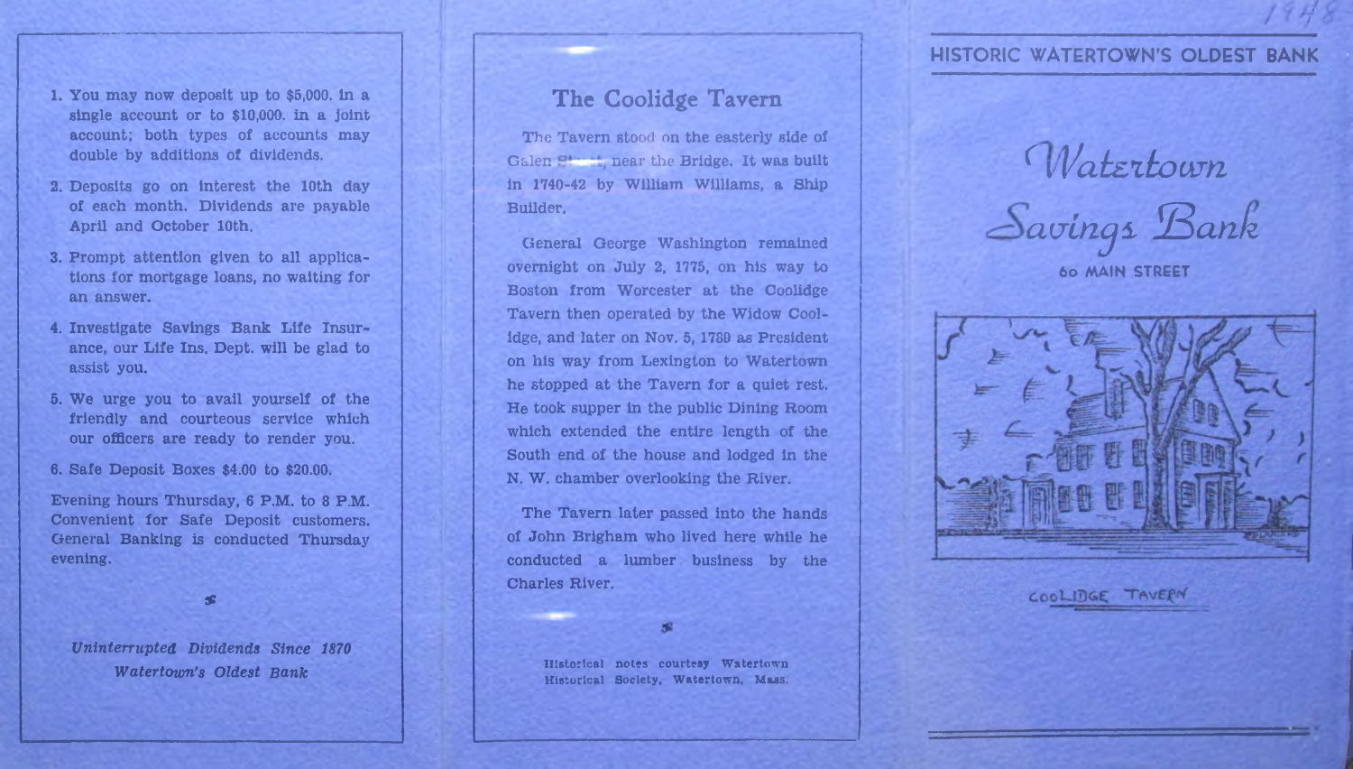1. You may now deposit up to $5,000. in a single account or to $10,000. in a joint account; both types of accounts may double by additions of dividends.
2. Deposits go on interest the 10th day of each month. Dividends are payable April and October 10th.
3. Prompt attention given to all applications for mortgage loans, no waiting for an answer.
4. Investigate Savings Bank Life Insurance, our Life Ins. Dept. will be glad to assist you.
5. We urge you to avail yourself of the friendly and courteous service which our officers are ready to render you.
6. Safe Deposit Boxes $4.00 to $20.00.

Evening hours Thursday, 6 P.M. to 8 P.M. Convenient for Safe Deposit customers. General Banking is conducted Thursday evening.

*Uninterrupted Dividends Since 1870*
*Watertown's Oldest Bank*

## The Coolidge Tavern

The Tavern stood on the easterly side of Galen Street, near the Bridge. It was built in 1740-42 by William Williams, a Ship Builder.

General George Washington remained overnight on July 2, 1775, on his way to Boston from Worcester at the Coolidge Tavern then operated by the Widow Coolidge, and later on Nov. 5, 1789 as President on his way from Lexington to Watertown he stopped at the Tavern for a quiet rest. He took supper in the public Dining Room which extended the entire length of the South end of the house and lodged in the N. W. chamber overlooking the River.

The Tavern later passed into the hands of John Brigham who lived here while he conducted a lumber business by the Charles River.

Historical notes courtesy Watertown Historical Society, Watertown, Mass.

1948

HISTORIC WATERTOWN'S OLDEST BANK

# Watertown Savings Bank

60 MAIN STREET

COOLIDGE TAVERN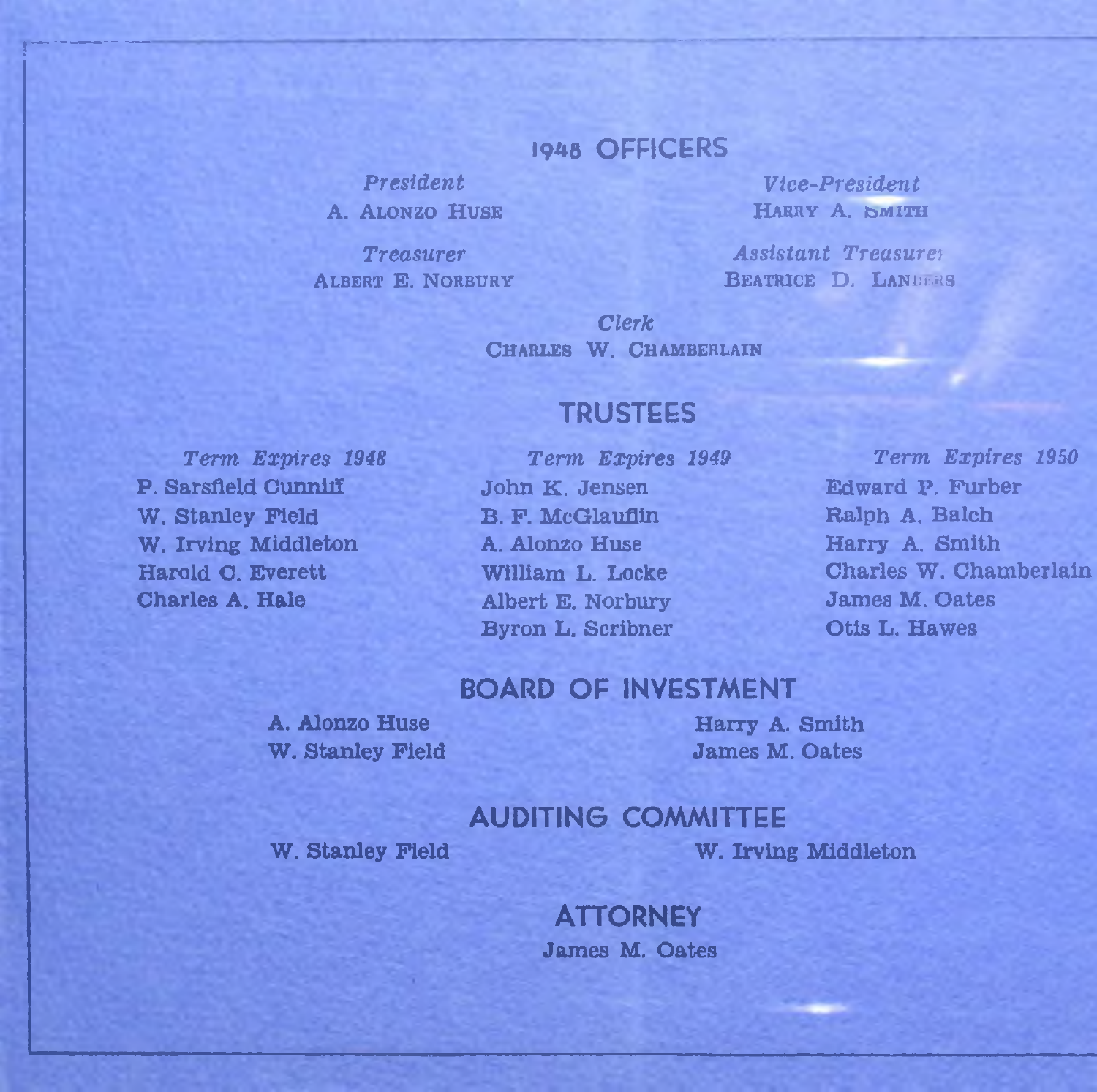## 1948 OFFICERS

*President*
A. Alonzo Huse

*Vice-President*
Harry A. Smith

*Treasurer*
Albert E. Norbury

*Assistant Treasurer*
Beatrice D. Landers

*Clerk*
Charles W. Chamberlain

## TRUSTEES

| *Term Expires 1948* | *Term Expires 1949* | *Term Expires 1950* |
|---|---|---|
| P. Sarsfield Cunniff | John K. Jensen | Edward P. Furber |
| W. Stanley Field | B. F. McGlauflin | Ralph A. Balch |
| W. Irving Middleton | A. Alonzo Huse | Harry A. Smith |
| Harold C. Everett | William L. Locke | Charles W. Chamberlain |
| Charles A. Hale | Albert E. Norbury | James M. Oates |
| | Byron L. Scribner | Otis L. Hawes |

## BOARD OF INVESTMENT

A. Alonzo Huse
W. Stanley Field
Harry A. Smith
James M. Oates

## AUDITING COMMITTEE

W. Stanley Field
W. Irving Middleton

## ATTORNEY

James M. Oates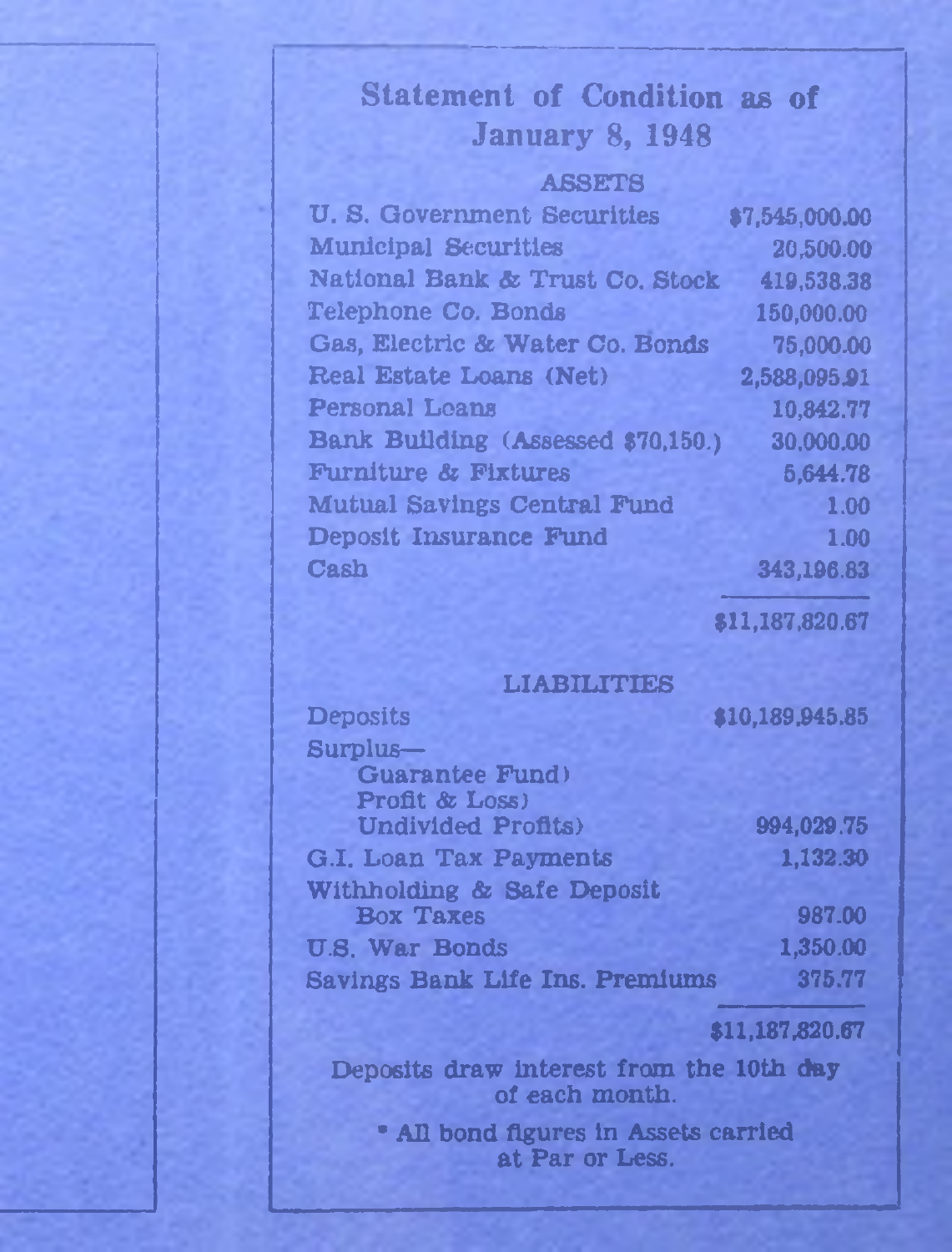# Statement of Condition as of January 8, 1948

## ASSETS

| | |
|---|---|
| U. S. Government Securities | $7,545,000.00 |
| Municipal Securities | 20,500.00 |
| National Bank & Trust Co. Stock | 419,538.38 |
| Telephone Co. Bonds | 150,000.00 |
| Gas, Electric & Water Co. Bonds | 75,000.00 |
| Real Estate Loans (Net) | 2,588,095.91 |
| Personal Loans | 10,842.77 |
| Bank Building (Assessed $70,150.) | 30,000.00 |
| Furniture & Fixtures | 5,644.78 |
| Mutual Savings Central Fund | 1.00 |
| Deposit Insurance Fund | 1.00 |
| Cash | 343,196.83 |
| | $11,187,820.67 |

## LIABILITIES

| | |
|---|---|
| Deposits | $10,189,945.85 |
| Surplus— Guarantee Fund) Profit & Loss) Undivided Profits) | 994,029.75 |
| G.I. Loan Tax Payments | 1,132.30 |
| Withholding & Safe Deposit Box Taxes | 987.00 |
| U.S. War Bonds | 1,350.00 |
| Savings Bank Life Ins. Premiums | 375.77 |
| | $11,187,820.67 |

Deposits draw interest from the 10th day of each month.

* All bond figures in Assets carried at Par or Less.